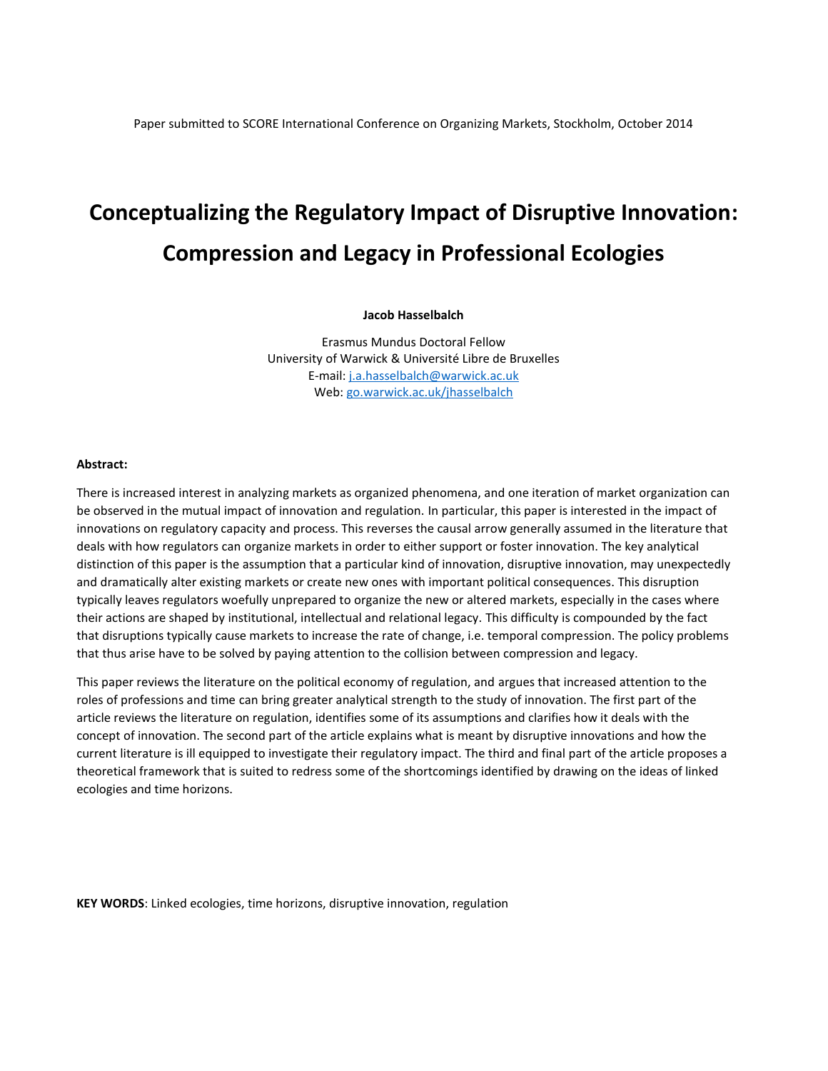Paper submitted to SCORE International Conference on Organizing Markets, Stockholm, October 2014

# Conceptualizing the Regulatory Impact of Disruptive Innovation: Compression and Legacy in Professional Ecologies

**Jacob Hasselbalch**

Erasmus Mundus Doctoral Fellow
University of Warwick & Université Libre de Bruxelles
E-mail: j.a.hasselbalch@warwick.ac.uk
Web: go.warwick.ac.uk/jhasselbalch

**Abstract:**

There is increased interest in analyzing markets as organized phenomena, and one iteration of market organization can be observed in the mutual impact of innovation and regulation. In particular, this paper is interested in the impact of innovations on regulatory capacity and process. This reverses the causal arrow generally assumed in the literature that deals with how regulators can organize markets in order to either support or foster innovation. The key analytical distinction of this paper is the assumption that a particular kind of innovation, disruptive innovation, may unexpectedly and dramatically alter existing markets or create new ones with important political consequences. This disruption typically leaves regulators woefully unprepared to organize the new or altered markets, especially in the cases where their actions are shaped by institutional, intellectual and relational legacy. This difficulty is compounded by the fact that disruptions typically cause markets to increase the rate of change, i.e. temporal compression. The policy problems that thus arise have to be solved by paying attention to the collision between compression and legacy.

This paper reviews the literature on the political economy of regulation, and argues that increased attention to the roles of professions and time can bring greater analytical strength to the study of innovation. The first part of the article reviews the literature on regulation, identifies some of its assumptions and clarifies how it deals with the concept of innovation. The second part of the article explains what is meant by disruptive innovations and how the current literature is ill equipped to investigate their regulatory impact. The third and final part of the article proposes a theoretical framework that is suited to redress some of the shortcomings identified by drawing on the ideas of linked ecologies and time horizons.

**KEY WORDS**: Linked ecologies, time horizons, disruptive innovation, regulation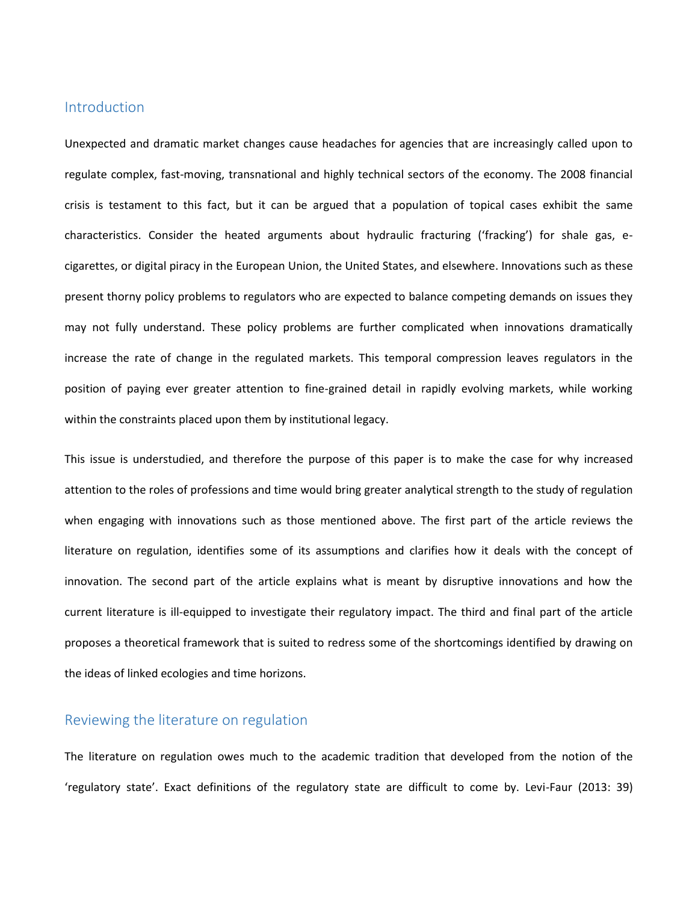## Introduction

Unexpected and dramatic market changes cause headaches for agencies that are increasingly called upon to regulate complex, fast-moving, transnational and highly technical sectors of the economy. The 2008 financial crisis is testament to this fact, but it can be argued that a population of topical cases exhibit the same characteristics. Consider the heated arguments about hydraulic fracturing ('fracking') for shale gas, e-cigarettes, or digital piracy in the European Union, the United States, and elsewhere. Innovations such as these present thorny policy problems to regulators who are expected to balance competing demands on issues they may not fully understand. These policy problems are further complicated when innovations dramatically increase the rate of change in the regulated markets. This temporal compression leaves regulators in the position of paying ever greater attention to fine-grained detail in rapidly evolving markets, while working within the constraints placed upon them by institutional legacy.

This issue is understudied, and therefore the purpose of this paper is to make the case for why increased attention to the roles of professions and time would bring greater analytical strength to the study of regulation when engaging with innovations such as those mentioned above. The first part of the article reviews the literature on regulation, identifies some of its assumptions and clarifies how it deals with the concept of innovation. The second part of the article explains what is meant by disruptive innovations and how the current literature is ill-equipped to investigate their regulatory impact. The third and final part of the article proposes a theoretical framework that is suited to redress some of the shortcomings identified by drawing on the ideas of linked ecologies and time horizons.

## Reviewing the literature on regulation

The literature on regulation owes much to the academic tradition that developed from the notion of the 'regulatory state'. Exact definitions of the regulatory state are difficult to come by. Levi-Faur (2013: 39)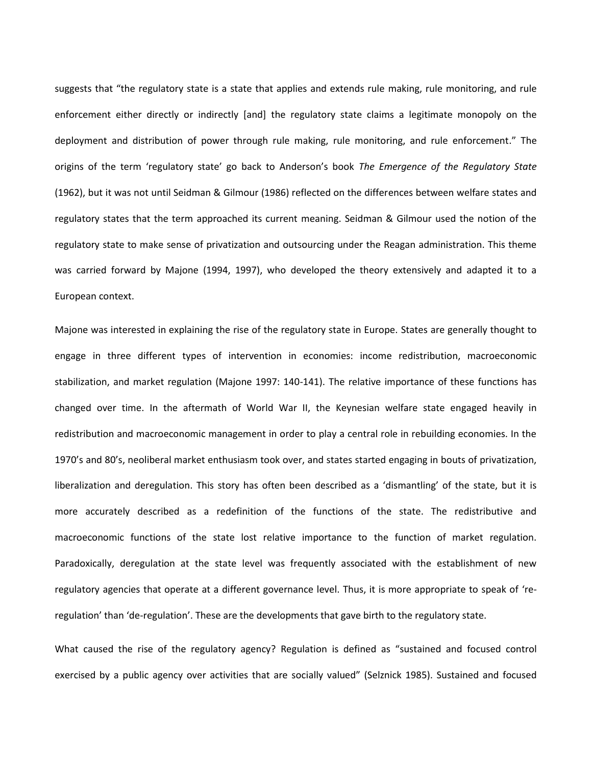suggests that “the regulatory state is a state that applies and extends rule making, rule monitoring, and rule enforcement either directly or indirectly [and] the regulatory state claims a legitimate monopoly on the deployment and distribution of power through rule making, rule monitoring, and rule enforcement.” The origins of the term ‘regulatory state’ go back to Anderson’s book *The Emergence of the Regulatory State* (1962), but it was not until Seidman & Gilmour (1986) reflected on the differences between welfare states and regulatory states that the term approached its current meaning. Seidman & Gilmour used the notion of the regulatory state to make sense of privatization and outsourcing under the Reagan administration. This theme was carried forward by Majone (1994, 1997), who developed the theory extensively and adapted it to a European context.

Majone was interested in explaining the rise of the regulatory state in Europe. States are generally thought to engage in three different types of intervention in economies: income redistribution, macroeconomic stabilization, and market regulation (Majone 1997: 140-141). The relative importance of these functions has changed over time. In the aftermath of World War II, the Keynesian welfare state engaged heavily in redistribution and macroeconomic management in order to play a central role in rebuilding economies. In the 1970’s and 80’s, neoliberal market enthusiasm took over, and states started engaging in bouts of privatization, liberalization and deregulation. This story has often been described as a ‘dismantling’ of the state, but it is more accurately described as a redefinition of the functions of the state. The redistributive and macroeconomic functions of the state lost relative importance to the function of market regulation. Paradoxically, deregulation at the state level was frequently associated with the establishment of new regulatory agencies that operate at a different governance level. Thus, it is more appropriate to speak of ‘re-regulation’ than ‘de-regulation’. These are the developments that gave birth to the regulatory state.

What caused the rise of the regulatory agency? Regulation is defined as “sustained and focused control exercised by a public agency over activities that are socially valued” (Selznick 1985). Sustained and focused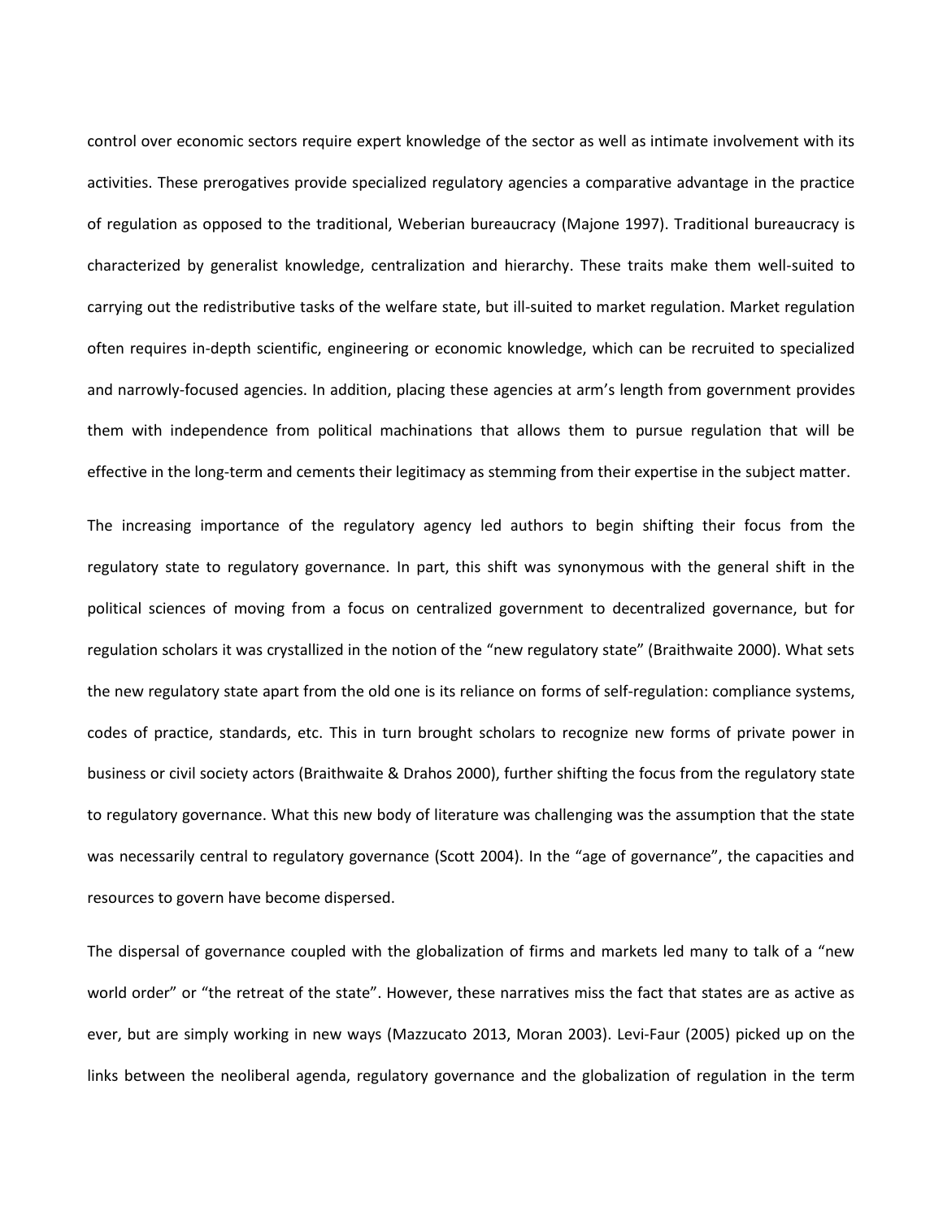control over economic sectors require expert knowledge of the sector as well as intimate involvement with its activities. These prerogatives provide specialized regulatory agencies a comparative advantage in the practice of regulation as opposed to the traditional, Weberian bureaucracy (Majone 1997). Traditional bureaucracy is characterized by generalist knowledge, centralization and hierarchy. These traits make them well-suited to carrying out the redistributive tasks of the welfare state, but ill-suited to market regulation. Market regulation often requires in-depth scientific, engineering or economic knowledge, which can be recruited to specialized and narrowly-focused agencies. In addition, placing these agencies at arm's length from government provides them with independence from political machinations that allows them to pursue regulation that will be effective in the long-term and cements their legitimacy as stemming from their expertise in the subject matter.

The increasing importance of the regulatory agency led authors to begin shifting their focus from the regulatory state to regulatory governance. In part, this shift was synonymous with the general shift in the political sciences of moving from a focus on centralized government to decentralized governance, but for regulation scholars it was crystallized in the notion of the "new regulatory state" (Braithwaite 2000). What sets the new regulatory state apart from the old one is its reliance on forms of self-regulation: compliance systems, codes of practice, standards, etc. This in turn brought scholars to recognize new forms of private power in business or civil society actors (Braithwaite & Drahos 2000), further shifting the focus from the regulatory state to regulatory governance. What this new body of literature was challenging was the assumption that the state was necessarily central to regulatory governance (Scott 2004). In the "age of governance", the capacities and resources to govern have become dispersed.

The dispersal of governance coupled with the globalization of firms and markets led many to talk of a "new world order" or "the retreat of the state". However, these narratives miss the fact that states are as active as ever, but are simply working in new ways (Mazzucato 2013, Moran 2003). Levi-Faur (2005) picked up on the links between the neoliberal agenda, regulatory governance and the globalization of regulation in the term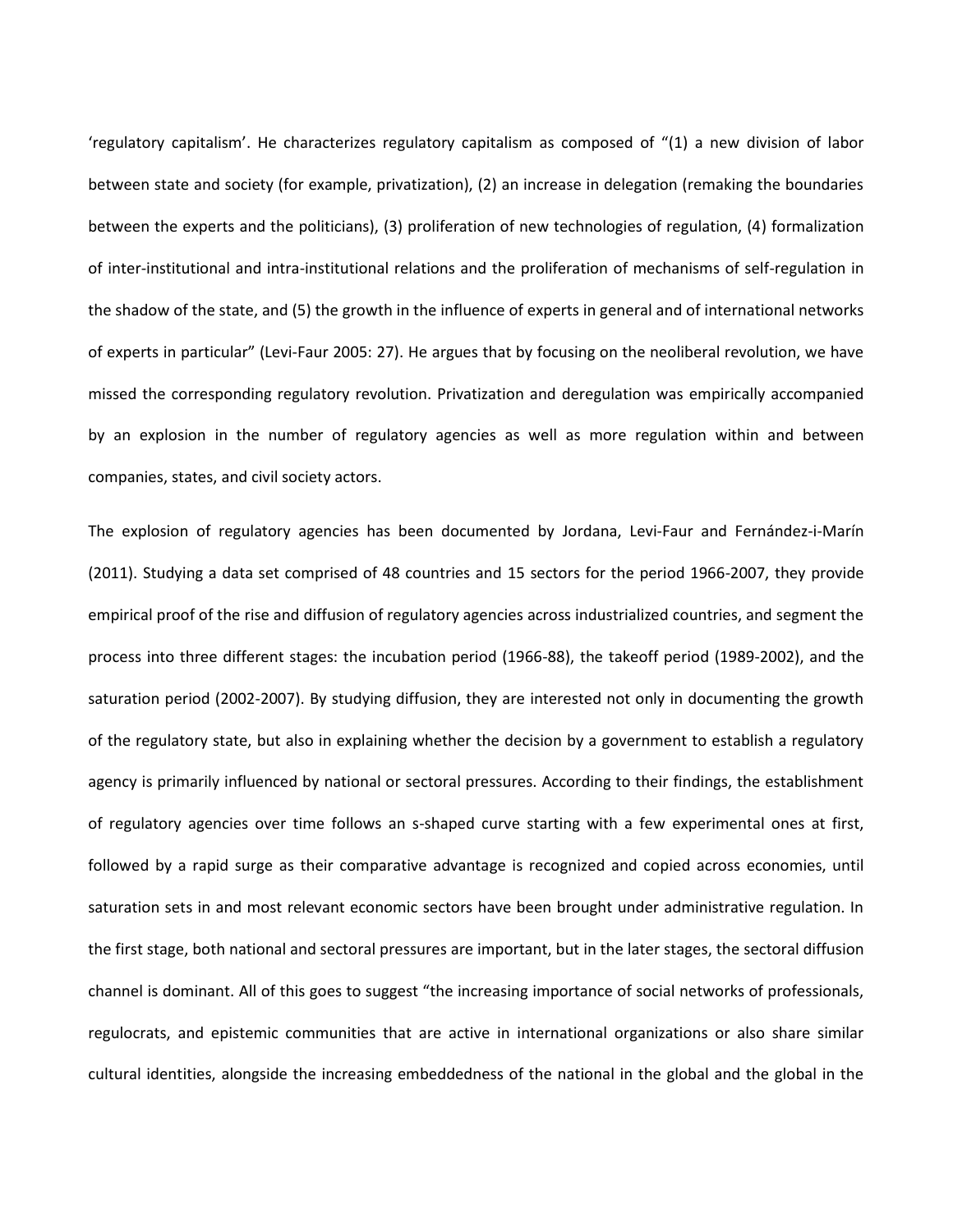'regulatory capitalism'. He characterizes regulatory capitalism as composed of "(1) a new division of labor between state and society (for example, privatization), (2) an increase in delegation (remaking the boundaries between the experts and the politicians), (3) proliferation of new technologies of regulation, (4) formalization of inter-institutional and intra-institutional relations and the proliferation of mechanisms of self-regulation in the shadow of the state, and (5) the growth in the influence of experts in general and of international networks of experts in particular" (Levi-Faur 2005: 27). He argues that by focusing on the neoliberal revolution, we have missed the corresponding regulatory revolution. Privatization and deregulation was empirically accompanied by an explosion in the number of regulatory agencies as well as more regulation within and between companies, states, and civil society actors.

The explosion of regulatory agencies has been documented by Jordana, Levi-Faur and Fernández-i-Marín (2011). Studying a data set comprised of 48 countries and 15 sectors for the period 1966-2007, they provide empirical proof of the rise and diffusion of regulatory agencies across industrialized countries, and segment the process into three different stages: the incubation period (1966-88), the takeoff period (1989-2002), and the saturation period (2002-2007). By studying diffusion, they are interested not only in documenting the growth of the regulatory state, but also in explaining whether the decision by a government to establish a regulatory agency is primarily influenced by national or sectoral pressures. According to their findings, the establishment of regulatory agencies over time follows an s-shaped curve starting with a few experimental ones at first, followed by a rapid surge as their comparative advantage is recognized and copied across economies, until saturation sets in and most relevant economic sectors have been brought under administrative regulation. In the first stage, both national and sectoral pressures are important, but in the later stages, the sectoral diffusion channel is dominant. All of this goes to suggest "the increasing importance of social networks of professionals, regulocrats, and epistemic communities that are active in international organizations or also share similar cultural identities, alongside the increasing embeddedness of the national in the global and the global in the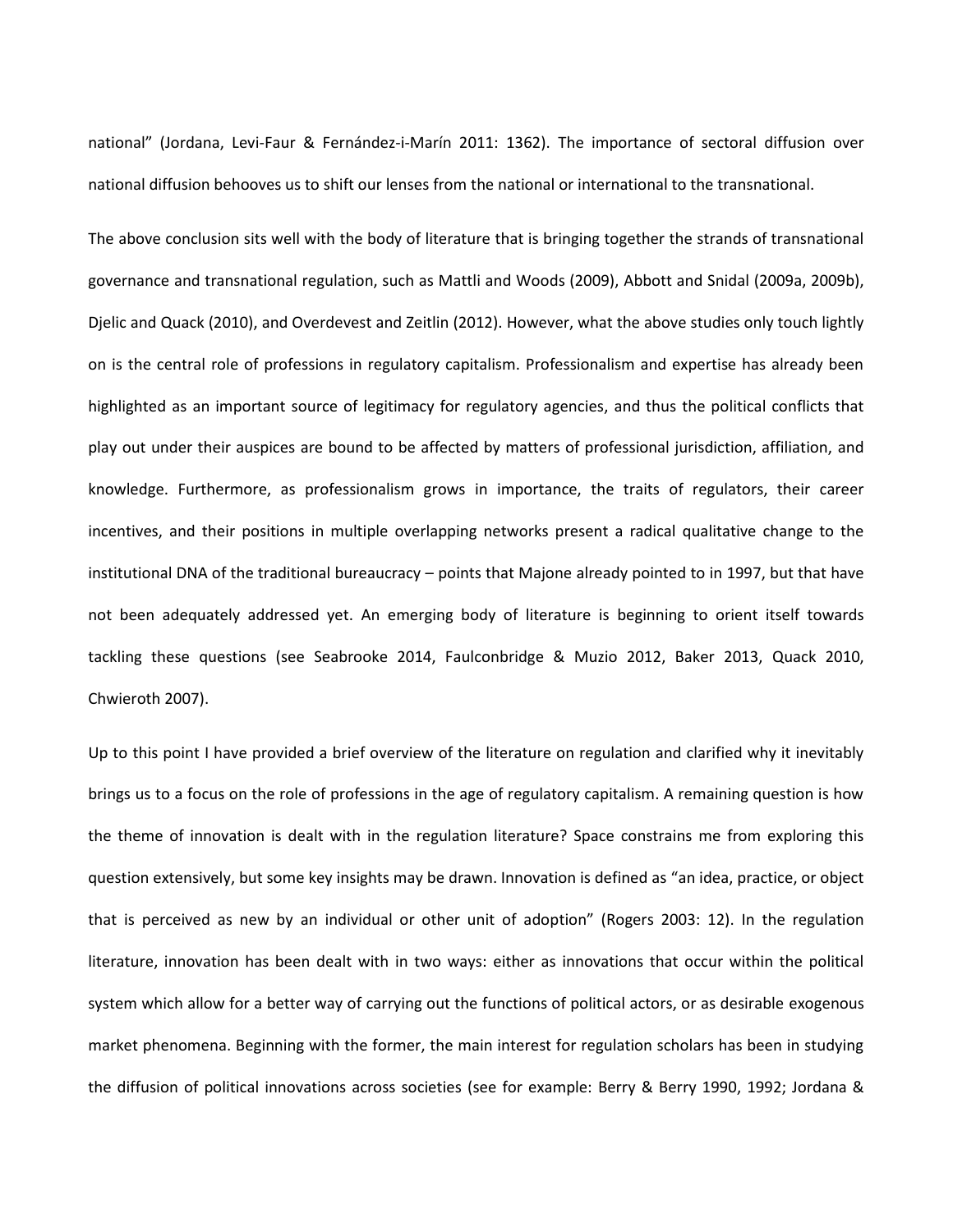national" (Jordana, Levi-Faur & Fernández-i-Marín 2011: 1362). The importance of sectoral diffusion over national diffusion behooves us to shift our lenses from the national or international to the transnational.

The above conclusion sits well with the body of literature that is bringing together the strands of transnational governance and transnational regulation, such as Mattli and Woods (2009), Abbott and Snidal (2009a, 2009b), Djelic and Quack (2010), and Overdevest and Zeitlin (2012). However, what the above studies only touch lightly on is the central role of professions in regulatory capitalism. Professionalism and expertise has already been highlighted as an important source of legitimacy for regulatory agencies, and thus the political conflicts that play out under their auspices are bound to be affected by matters of professional jurisdiction, affiliation, and knowledge. Furthermore, as professionalism grows in importance, the traits of regulators, their career incentives, and their positions in multiple overlapping networks present a radical qualitative change to the institutional DNA of the traditional bureaucracy – points that Majone already pointed to in 1997, but that have not been adequately addressed yet. An emerging body of literature is beginning to orient itself towards tackling these questions (see Seabrooke 2014, Faulconbridge & Muzio 2012, Baker 2013, Quack 2010, Chwieroth 2007).

Up to this point I have provided a brief overview of the literature on regulation and clarified why it inevitably brings us to a focus on the role of professions in the age of regulatory capitalism. A remaining question is how the theme of innovation is dealt with in the regulation literature? Space constrains me from exploring this question extensively, but some key insights may be drawn. Innovation is defined as "an idea, practice, or object that is perceived as new by an individual or other unit of adoption" (Rogers 2003: 12). In the regulation literature, innovation has been dealt with in two ways: either as innovations that occur within the political system which allow for a better way of carrying out the functions of political actors, or as desirable exogenous market phenomena. Beginning with the former, the main interest for regulation scholars has been in studying the diffusion of political innovations across societies (see for example: Berry & Berry 1990, 1992; Jordana &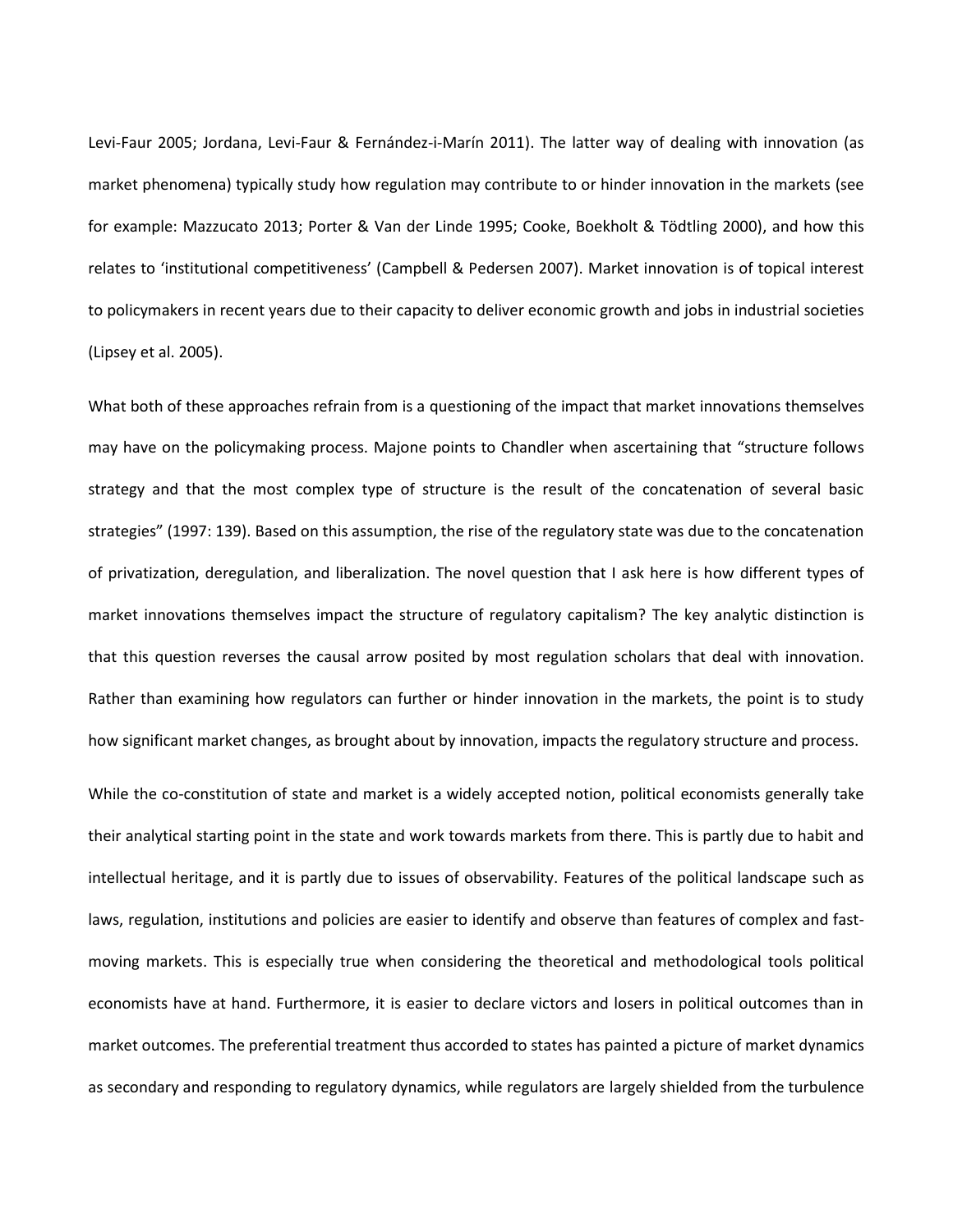Levi-Faur 2005; Jordana, Levi-Faur & Fernández-i-Marín 2011). The latter way of dealing with innovation (as market phenomena) typically study how regulation may contribute to or hinder innovation in the markets (see for example: Mazzucato 2013; Porter & Van der Linde 1995; Cooke, Boekholt & Tödtling 2000), and how this relates to 'institutional competitiveness' (Campbell & Pedersen 2007). Market innovation is of topical interest to policymakers in recent years due to their capacity to deliver economic growth and jobs in industrial societies (Lipsey et al. 2005).

What both of these approaches refrain from is a questioning of the impact that market innovations themselves may have on the policymaking process. Majone points to Chandler when ascertaining that "structure follows strategy and that the most complex type of structure is the result of the concatenation of several basic strategies" (1997: 139). Based on this assumption, the rise of the regulatory state was due to the concatenation of privatization, deregulation, and liberalization. The novel question that I ask here is how different types of market innovations themselves impact the structure of regulatory capitalism? The key analytic distinction is that this question reverses the causal arrow posited by most regulation scholars that deal with innovation. Rather than examining how regulators can further or hinder innovation in the markets, the point is to study how significant market changes, as brought about by innovation, impacts the regulatory structure and process.

While the co-constitution of state and market is a widely accepted notion, political economists generally take their analytical starting point in the state and work towards markets from there. This is partly due to habit and intellectual heritage, and it is partly due to issues of observability. Features of the political landscape such as laws, regulation, institutions and policies are easier to identify and observe than features of complex and fast-moving markets. This is especially true when considering the theoretical and methodological tools political economists have at hand. Furthermore, it is easier to declare victors and losers in political outcomes than in market outcomes. The preferential treatment thus accorded to states has painted a picture of market dynamics as secondary and responding to regulatory dynamics, while regulators are largely shielded from the turbulence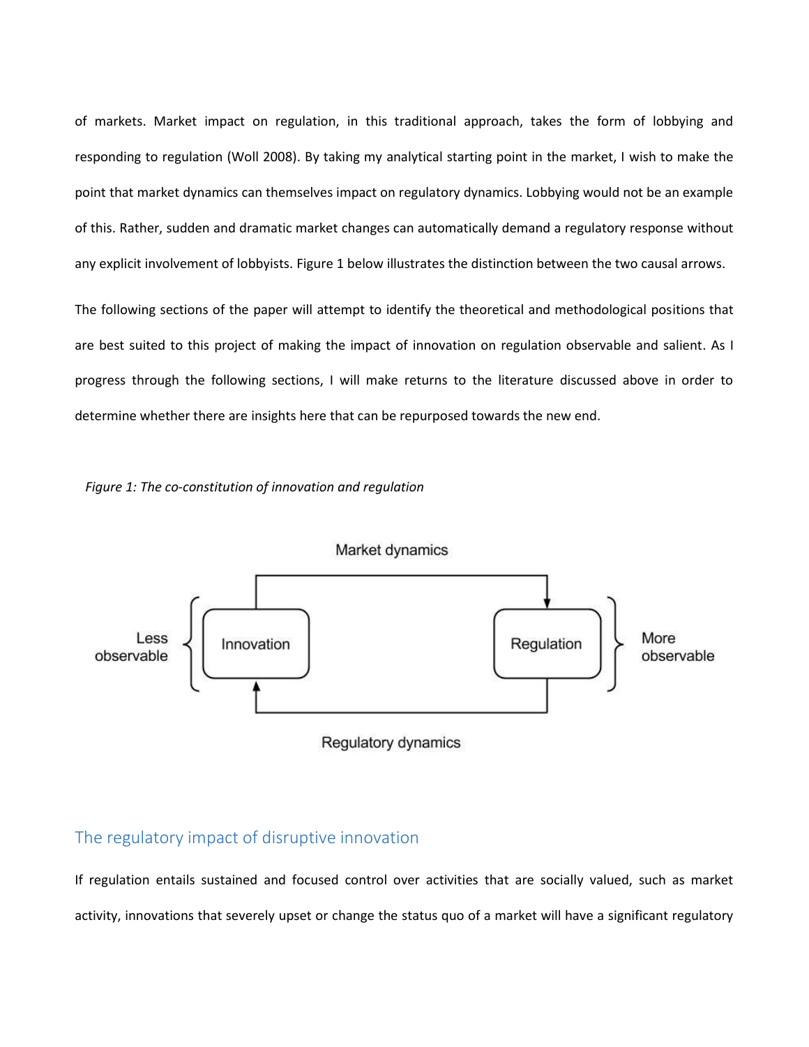of markets. Market impact on regulation, in this traditional approach, takes the form of lobbying and responding to regulation (Woll 2008). By taking my analytical starting point in the market, I wish to make the point that market dynamics can themselves impact on regulatory dynamics. Lobbying would not be an example of this. Rather, sudden and dramatic market changes can automatically demand a regulatory response without any explicit involvement of lobbyists. Figure 1 below illustrates the distinction between the two causal arrows.

The following sections of the paper will attempt to identify the theoretical and methodological positions that are best suited to this project of making the impact of innovation on regulation observable and salient. As I progress through the following sections, I will make returns to the literature discussed above in order to determine whether there are insights here that can be repurposed towards the new end.

*Figure 1: The co-constitution of innovation and regulation*

Market dynamics

Less observable | Innovation | Regulation | More observable

Regulatory dynamics

## The regulatory impact of disruptive innovation

If regulation entails sustained and focused control over activities that are socially valued, such as market activity, innovations that severely upset or change the status quo of a market will have a significant regulatory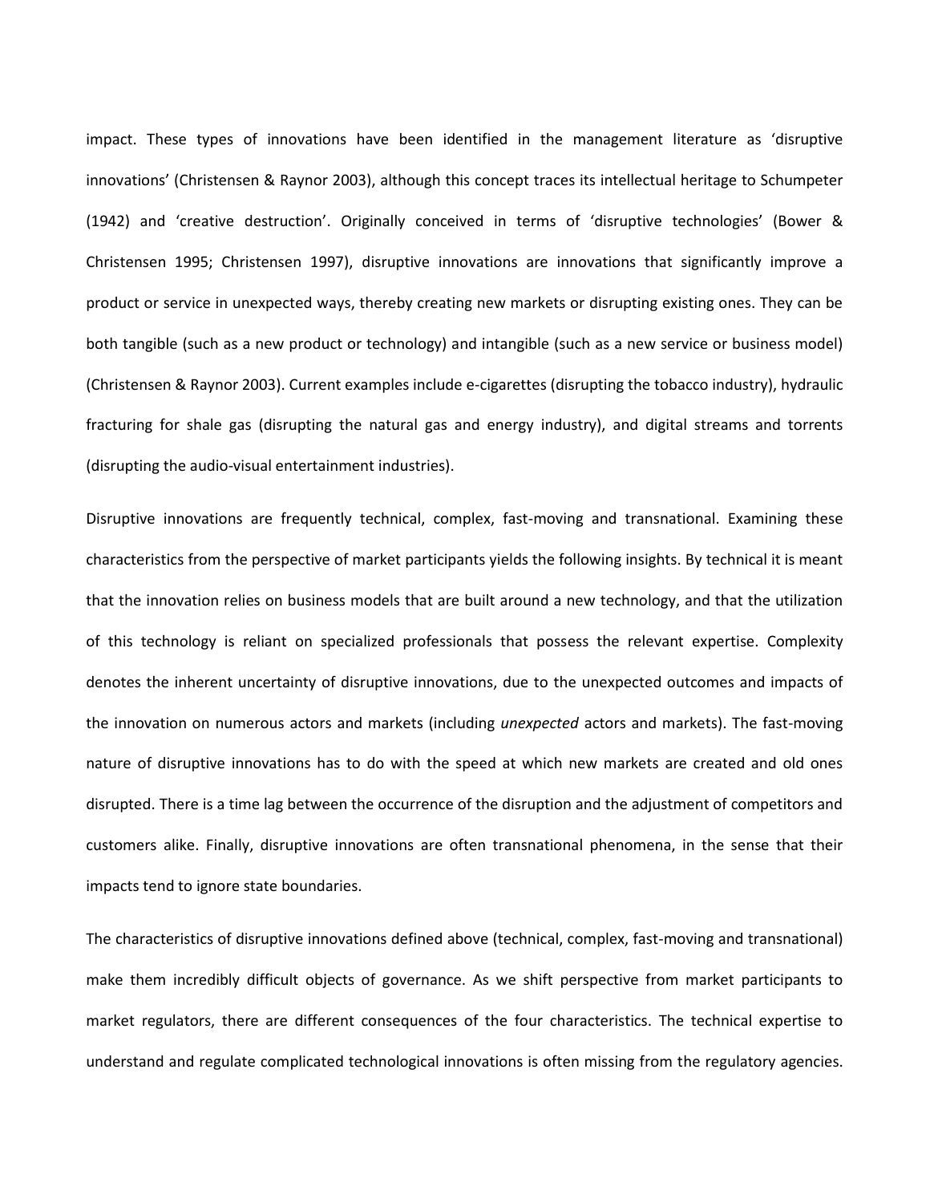impact. These types of innovations have been identified in the management literature as 'disruptive innovations' (Christensen & Raynor 2003), although this concept traces its intellectual heritage to Schumpeter (1942) and 'creative destruction'. Originally conceived in terms of 'disruptive technologies' (Bower & Christensen 1995; Christensen 1997), disruptive innovations are innovations that significantly improve a product or service in unexpected ways, thereby creating new markets or disrupting existing ones. They can be both tangible (such as a new product or technology) and intangible (such as a new service or business model) (Christensen & Raynor 2003). Current examples include e-cigarettes (disrupting the tobacco industry), hydraulic fracturing for shale gas (disrupting the natural gas and energy industry), and digital streams and torrents (disrupting the audio-visual entertainment industries).

Disruptive innovations are frequently technical, complex, fast-moving and transnational. Examining these characteristics from the perspective of market participants yields the following insights. By technical it is meant that the innovation relies on business models that are built around a new technology, and that the utilization of this technology is reliant on specialized professionals that possess the relevant expertise. Complexity denotes the inherent uncertainty of disruptive innovations, due to the unexpected outcomes and impacts of the innovation on numerous actors and markets (including *unexpected* actors and markets). The fast-moving nature of disruptive innovations has to do with the speed at which new markets are created and old ones disrupted. There is a time lag between the occurrence of the disruption and the adjustment of competitors and customers alike. Finally, disruptive innovations are often transnational phenomena, in the sense that their impacts tend to ignore state boundaries.

The characteristics of disruptive innovations defined above (technical, complex, fast-moving and transnational) make them incredibly difficult objects of governance. As we shift perspective from market participants to market regulators, there are different consequences of the four characteristics. The technical expertise to understand and regulate complicated technological innovations is often missing from the regulatory agencies.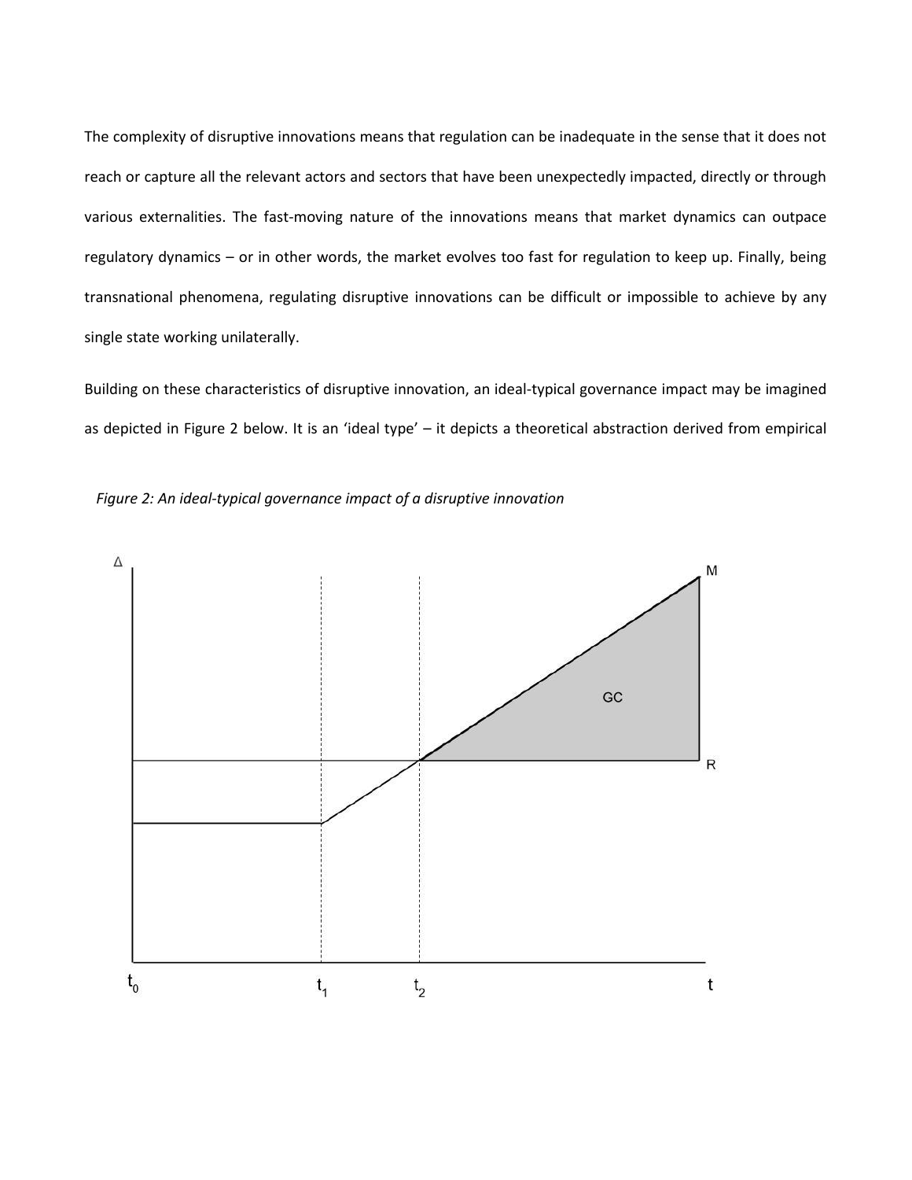The complexity of disruptive innovations means that regulation can be inadequate in the sense that it does not reach or capture all the relevant actors and sectors that have been unexpectedly impacted, directly or through various externalities. The fast-moving nature of the innovations means that market dynamics can outpace regulatory dynamics – or in other words, the market evolves too fast for regulation to keep up. Finally, being transnational phenomena, regulating disruptive innovations can be difficult or impossible to achieve by any single state working unilaterally.

Building on these characteristics of disruptive innovation, an ideal-typical governance impact may be imagined as depicted in Figure 2 below. It is an 'ideal type' – it depicts a theoretical abstraction derived from empirical

*Figure 2: An ideal-typical governance impact of a disruptive innovation*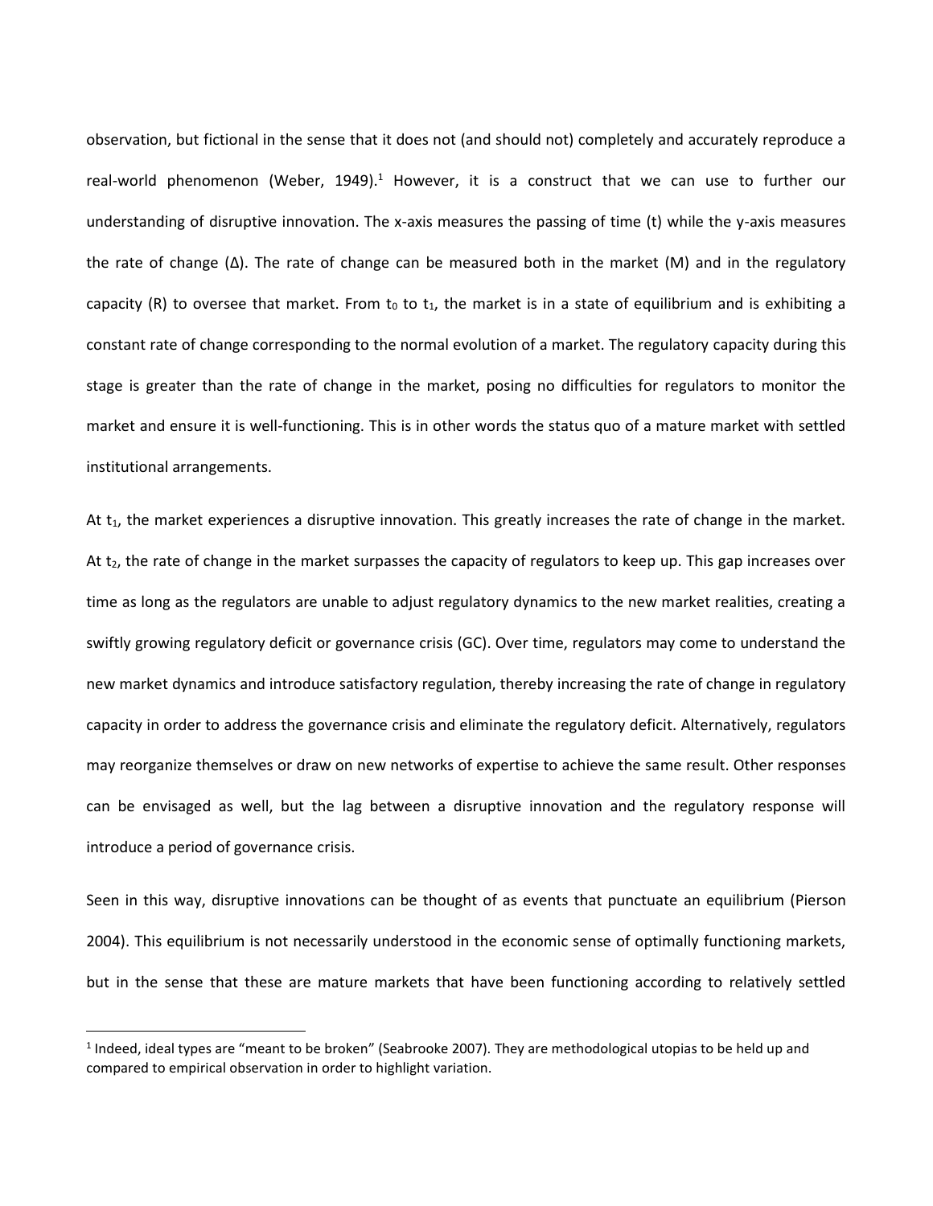observation, but fictional in the sense that it does not (and should not) completely and accurately reproduce a real-world phenomenon (Weber, 1949).[1] However, it is a construct that we can use to further our understanding of disruptive innovation. The x-axis measures the passing of time (t) while the y-axis measures the rate of change (Δ). The rate of change can be measured both in the market (M) and in the regulatory capacity (R) to oversee that market. From $t_0$ to $t_1$, the market is in a state of equilibrium and is exhibiting a constant rate of change corresponding to the normal evolution of a market. The regulatory capacity during this stage is greater than the rate of change in the market, posing no difficulties for regulators to monitor the market and ensure it is well-functioning. This is in other words the status quo of a mature market with settled institutional arrangements.

At $t_1$, the market experiences a disruptive innovation. This greatly increases the rate of change in the market. At $t_2$, the rate of change in the market surpasses the capacity of regulators to keep up. This gap increases over time as long as the regulators are unable to adjust regulatory dynamics to the new market realities, creating a swiftly growing regulatory deficit or governance crisis (GC). Over time, regulators may come to understand the new market dynamics and introduce satisfactory regulation, thereby increasing the rate of change in regulatory capacity in order to address the governance crisis and eliminate the regulatory deficit. Alternatively, regulators may reorganize themselves or draw on new networks of expertise to achieve the same result. Other responses can be envisaged as well, but the lag between a disruptive innovation and the regulatory response will introduce a period of governance crisis.

Seen in this way, disruptive innovations can be thought of as events that punctuate an equilibrium (Pierson 2004). This equilibrium is not necessarily understood in the economic sense of optimally functioning markets, but in the sense that these are mature markets that have been functioning according to relatively settled

[1] Indeed, ideal types are "meant to be broken" (Seabrooke 2007). They are methodological utopias to be held up and compared to empirical observation in order to highlight variation.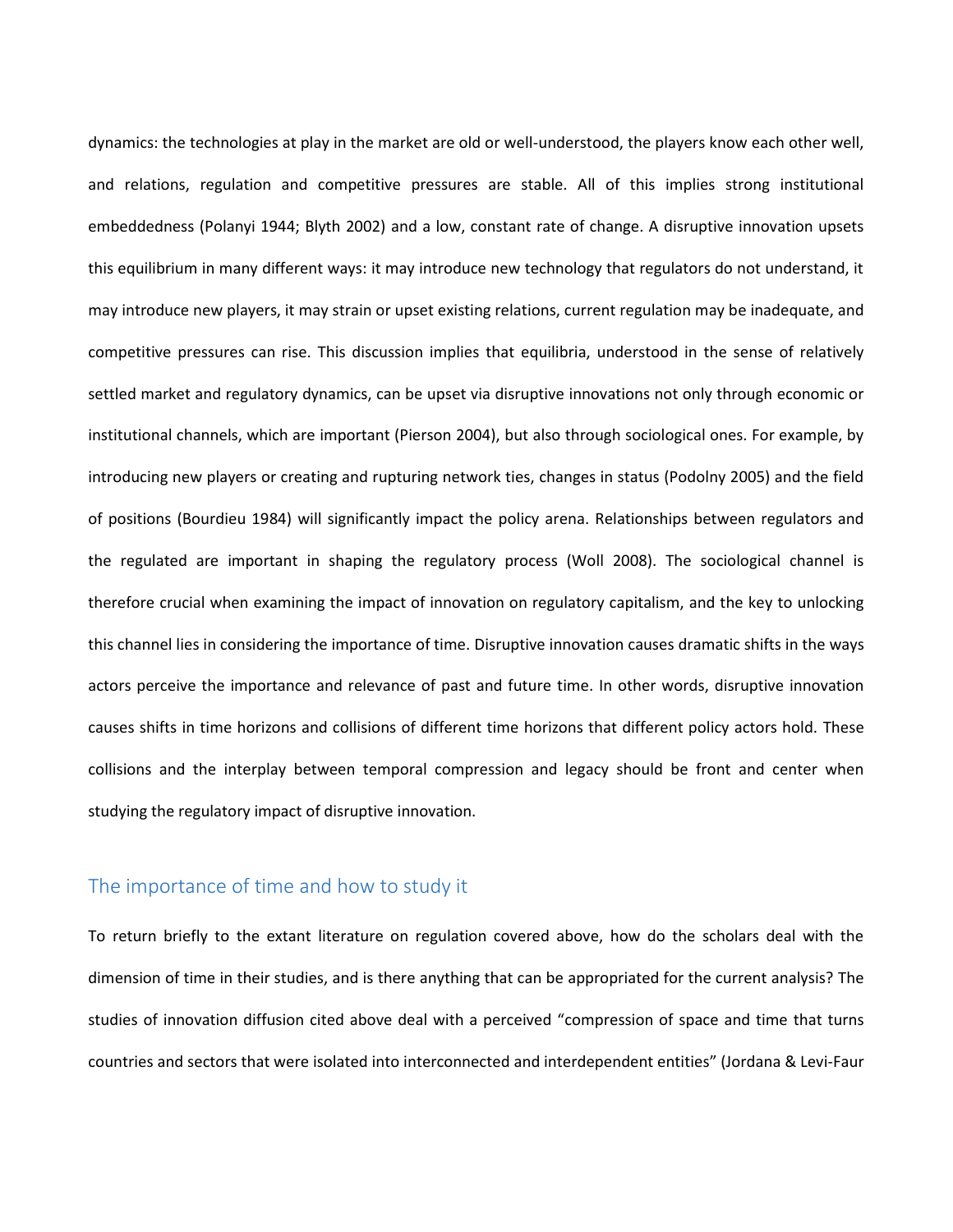dynamics: the technologies at play in the market are old or well-understood, the players know each other well, and relations, regulation and competitive pressures are stable. All of this implies strong institutional embeddedness (Polanyi 1944; Blyth 2002) and a low, constant rate of change. A disruptive innovation upsets this equilibrium in many different ways: it may introduce new technology that regulators do not understand, it may introduce new players, it may strain or upset existing relations, current regulation may be inadequate, and competitive pressures can rise. This discussion implies that equilibria, understood in the sense of relatively settled market and regulatory dynamics, can be upset via disruptive innovations not only through economic or institutional channels, which are important (Pierson 2004), but also through sociological ones. For example, by introducing new players or creating and rupturing network ties, changes in status (Podolny 2005) and the field of positions (Bourdieu 1984) will significantly impact the policy arena. Relationships between regulators and the regulated are important in shaping the regulatory process (Woll 2008). The sociological channel is therefore crucial when examining the impact of innovation on regulatory capitalism, and the key to unlocking this channel lies in considering the importance of time. Disruptive innovation causes dramatic shifts in the ways actors perceive the importance and relevance of past and future time. In other words, disruptive innovation causes shifts in time horizons and collisions of different time horizons that different policy actors hold. These collisions and the interplay between temporal compression and legacy should be front and center when studying the regulatory impact of disruptive innovation.

## The importance of time and how to study it

To return briefly to the extant literature on regulation covered above, how do the scholars deal with the dimension of time in their studies, and is there anything that can be appropriated for the current analysis? The studies of innovation diffusion cited above deal with a perceived "compression of space and time that turns countries and sectors that were isolated into interconnected and interdependent entities" (Jordana & Levi-Faur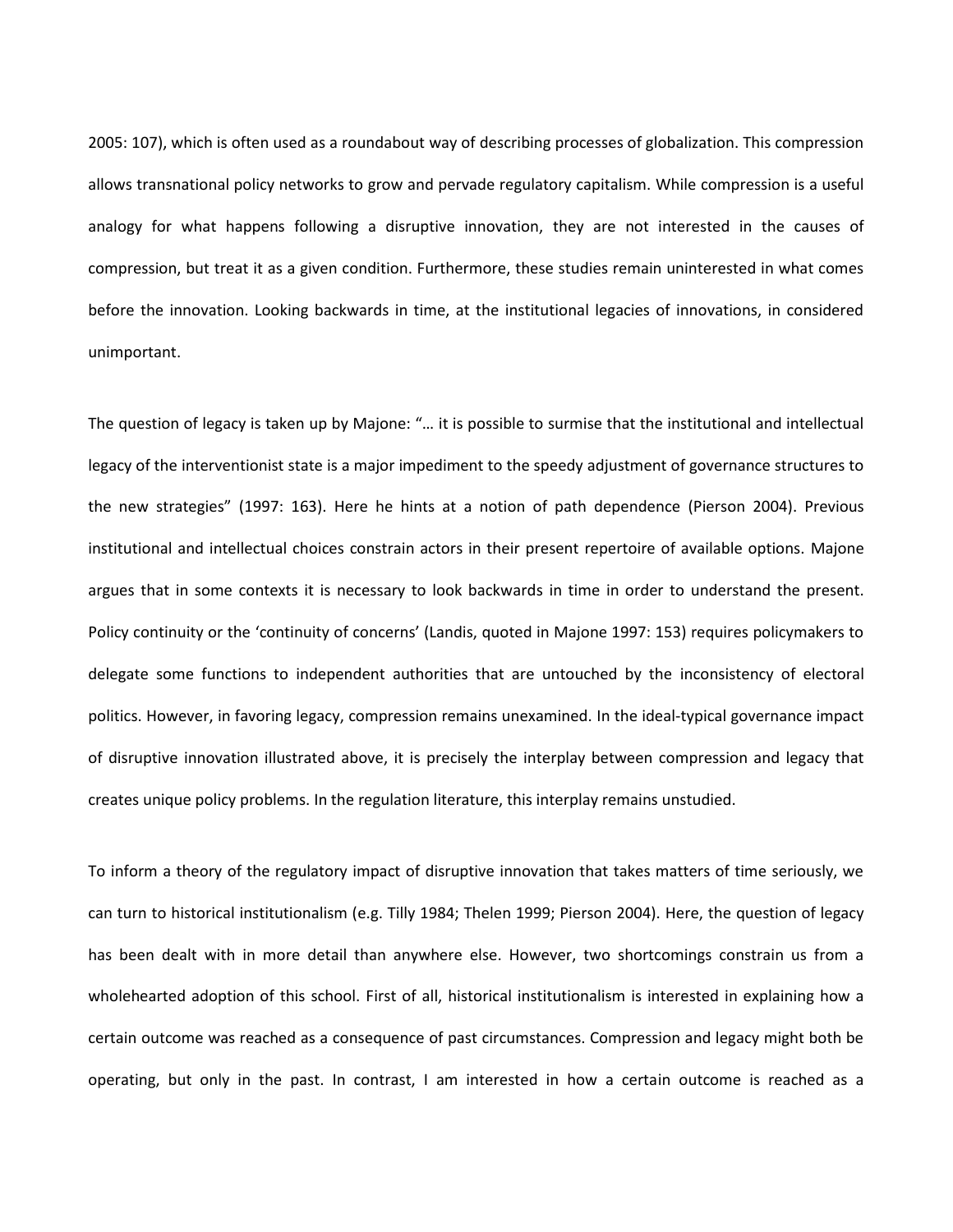2005: 107), which is often used as a roundabout way of describing processes of globalization. This compression allows transnational policy networks to grow and pervade regulatory capitalism. While compression is a useful analogy for what happens following a disruptive innovation, they are not interested in the causes of compression, but treat it as a given condition. Furthermore, these studies remain uninterested in what comes before the innovation. Looking backwards in time, at the institutional legacies of innovations, in considered unimportant.

The question of legacy is taken up by Majone: "… it is possible to surmise that the institutional and intellectual legacy of the interventionist state is a major impediment to the speedy adjustment of governance structures to the new strategies" (1997: 163). Here he hints at a notion of path dependence (Pierson 2004). Previous institutional and intellectual choices constrain actors in their present repertoire of available options. Majone argues that in some contexts it is necessary to look backwards in time in order to understand the present. Policy continuity or the 'continuity of concerns' (Landis, quoted in Majone 1997: 153) requires policymakers to delegate some functions to independent authorities that are untouched by the inconsistency of electoral politics. However, in favoring legacy, compression remains unexamined. In the ideal-typical governance impact of disruptive innovation illustrated above, it is precisely the interplay between compression and legacy that creates unique policy problems. In the regulation literature, this interplay remains unstudied.

To inform a theory of the regulatory impact of disruptive innovation that takes matters of time seriously, we can turn to historical institutionalism (e.g. Tilly 1984; Thelen 1999; Pierson 2004). Here, the question of legacy has been dealt with in more detail than anywhere else. However, two shortcomings constrain us from a wholehearted adoption of this school. First of all, historical institutionalism is interested in explaining how a certain outcome was reached as a consequence of past circumstances. Compression and legacy might both be operating, but only in the past. In contrast, I am interested in how a certain outcome is reached as a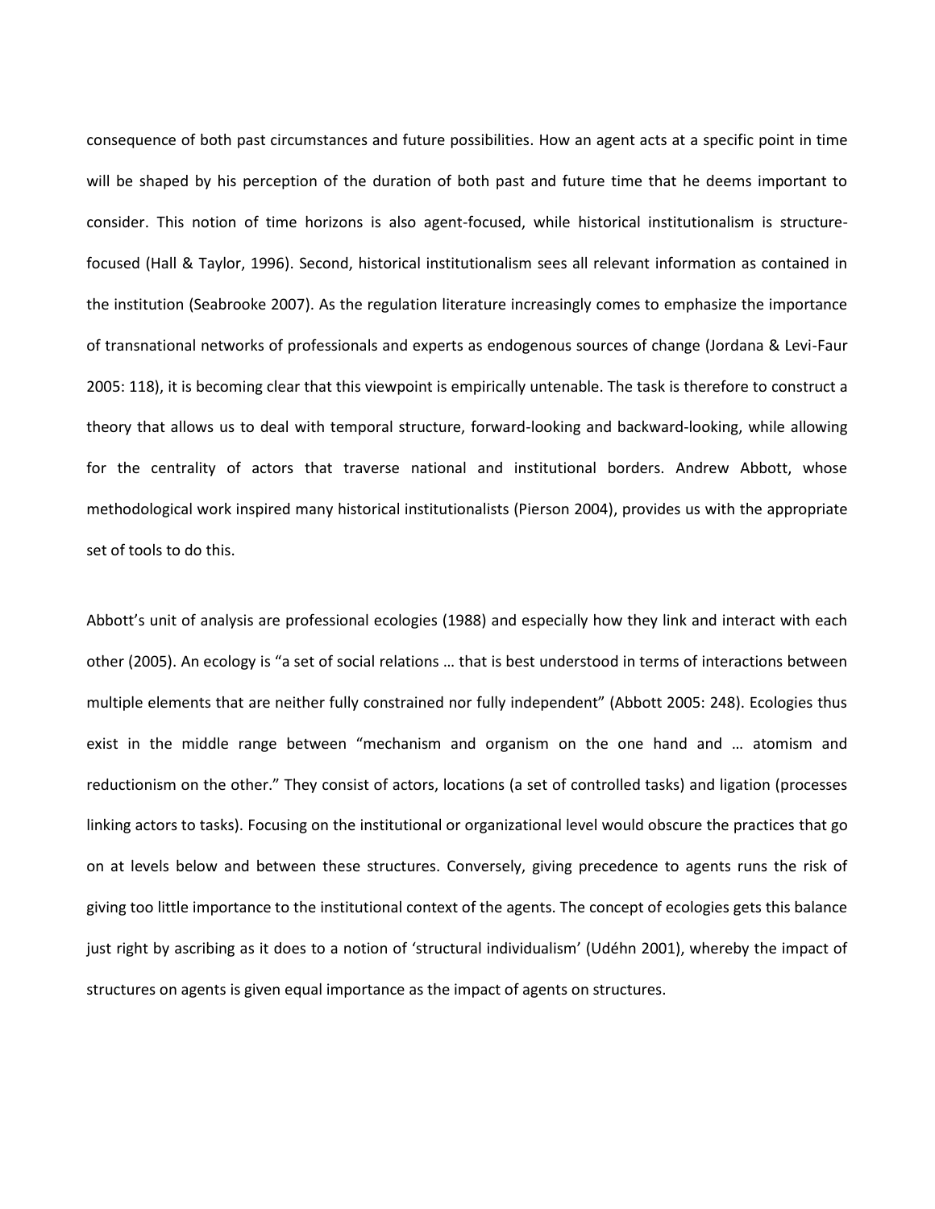consequence of both past circumstances and future possibilities. How an agent acts at a specific point in time will be shaped by his perception of the duration of both past and future time that he deems important to consider. This notion of time horizons is also agent-focused, while historical institutionalism is structure-focused (Hall & Taylor, 1996). Second, historical institutionalism sees all relevant information as contained in the institution (Seabrooke 2007). As the regulation literature increasingly comes to emphasize the importance of transnational networks of professionals and experts as endogenous sources of change (Jordana & Levi-Faur 2005: 118), it is becoming clear that this viewpoint is empirically untenable. The task is therefore to construct a theory that allows us to deal with temporal structure, forward-looking and backward-looking, while allowing for the centrality of actors that traverse national and institutional borders. Andrew Abbott, whose methodological work inspired many historical institutionalists (Pierson 2004), provides us with the appropriate set of tools to do this.

Abbott's unit of analysis are professional ecologies (1988) and especially how they link and interact with each other (2005). An ecology is "a set of social relations … that is best understood in terms of interactions between multiple elements that are neither fully constrained nor fully independent" (Abbott 2005: 248). Ecologies thus exist in the middle range between "mechanism and organism on the one hand and … atomism and reductionism on the other." They consist of actors, locations (a set of controlled tasks) and ligation (processes linking actors to tasks). Focusing on the institutional or organizational level would obscure the practices that go on at levels below and between these structures. Conversely, giving precedence to agents runs the risk of giving too little importance to the institutional context of the agents. The concept of ecologies gets this balance just right by ascribing as it does to a notion of 'structural individualism' (Udéhn 2001), whereby the impact of structures on agents is given equal importance as the impact of agents on structures.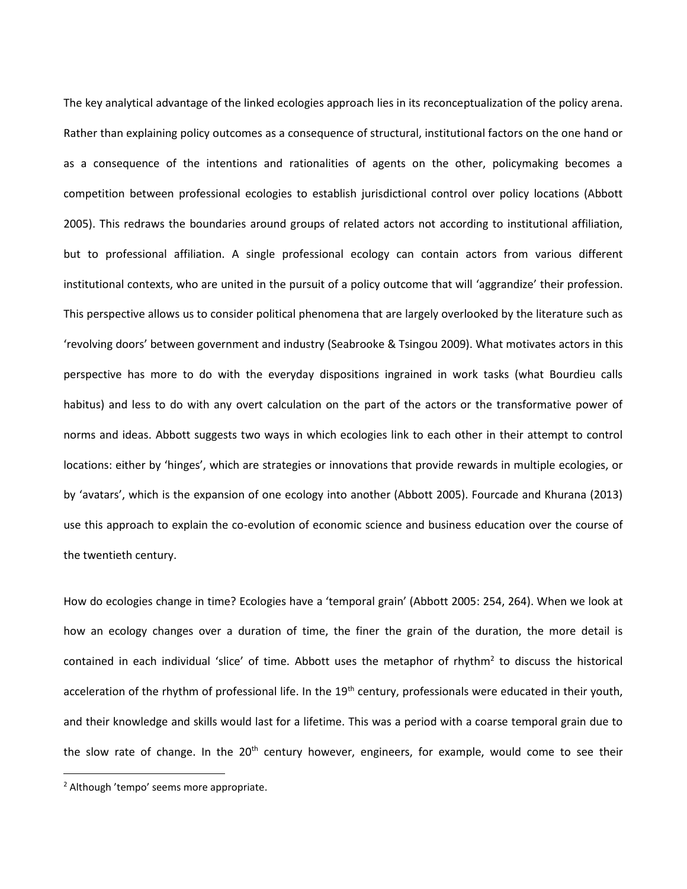The key analytical advantage of the linked ecologies approach lies in its reconceptualization of the policy arena. Rather than explaining policy outcomes as a consequence of structural, institutional factors on the one hand or as a consequence of the intentions and rationalities of agents on the other, policymaking becomes a competition between professional ecologies to establish jurisdictional control over policy locations (Abbott 2005). This redraws the boundaries around groups of related actors not according to institutional affiliation, but to professional affiliation. A single professional ecology can contain actors from various different institutional contexts, who are united in the pursuit of a policy outcome that will 'aggrandize' their profession. This perspective allows us to consider political phenomena that are largely overlooked by the literature such as 'revolving doors' between government and industry (Seabrooke & Tsingou 2009). What motivates actors in this perspective has more to do with the everyday dispositions ingrained in work tasks (what Bourdieu calls habitus) and less to do with any overt calculation on the part of the actors or the transformative power of norms and ideas. Abbott suggests two ways in which ecologies link to each other in their attempt to control locations: either by 'hinges', which are strategies or innovations that provide rewards in multiple ecologies, or by 'avatars', which is the expansion of one ecology into another (Abbott 2005). Fourcade and Khurana (2013) use this approach to explain the co-evolution of economic science and business education over the course of the twentieth century.

How do ecologies change in time? Ecologies have a 'temporal grain' (Abbott 2005: 254, 264). When we look at how an ecology changes over a duration of time, the finer the grain of the duration, the more detail is contained in each individual 'slice' of time. Abbott uses the metaphor of rhythm[2] to discuss the historical acceleration of the rhythm of professional life. In the 19th century, professionals were educated in their youth, and their knowledge and skills would last for a lifetime. This was a period with a coarse temporal grain due to the slow rate of change. In the 20th century however, engineers, for example, would come to see their

[2] Although 'tempo' seems more appropriate.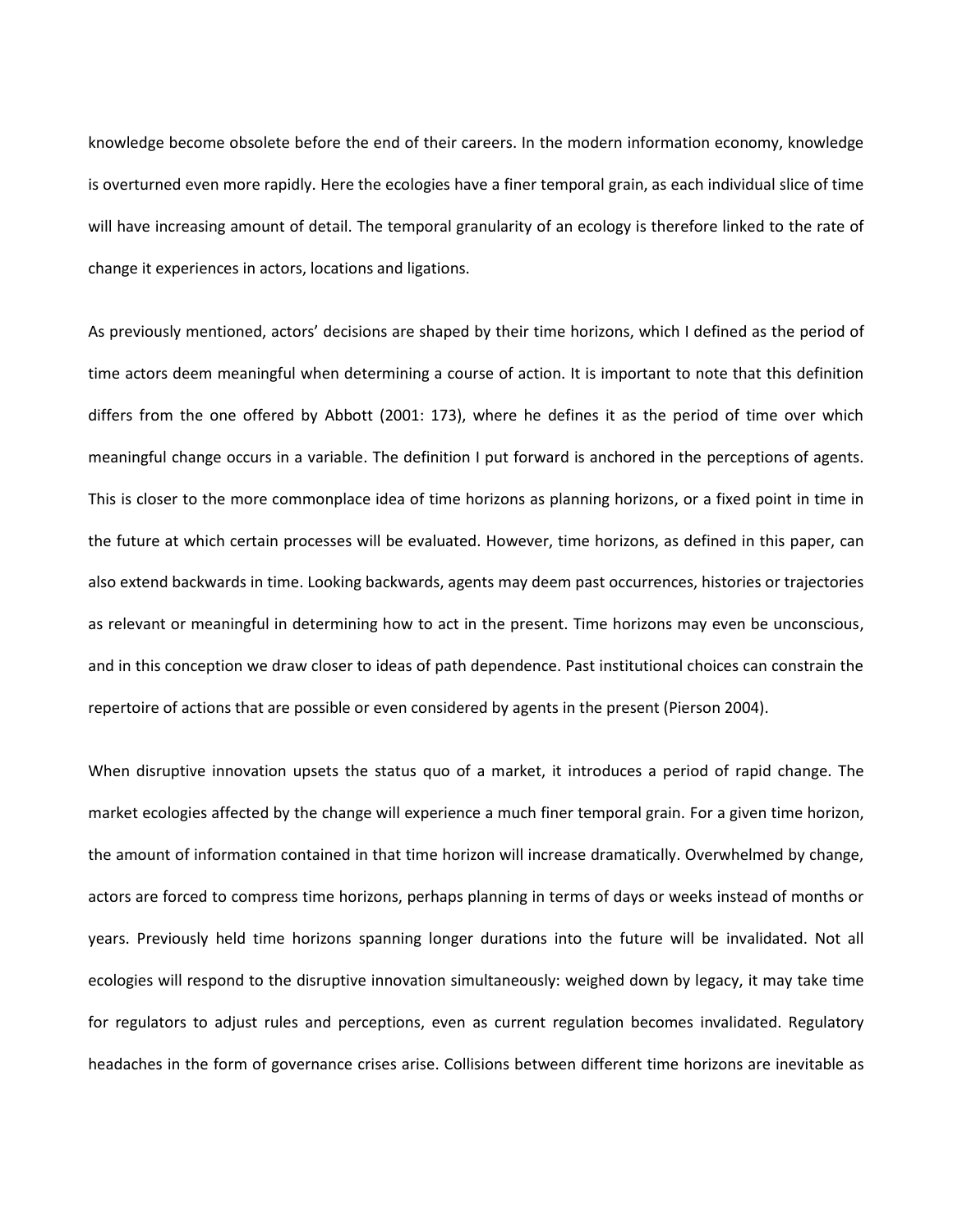knowledge become obsolete before the end of their careers. In the modern information economy, knowledge is overturned even more rapidly. Here the ecologies have a finer temporal grain, as each individual slice of time will have increasing amount of detail. The temporal granularity of an ecology is therefore linked to the rate of change it experiences in actors, locations and ligations.

As previously mentioned, actors' decisions are shaped by their time horizons, which I defined as the period of time actors deem meaningful when determining a course of action. It is important to note that this definition differs from the one offered by Abbott (2001: 173), where he defines it as the period of time over which meaningful change occurs in a variable. The definition I put forward is anchored in the perceptions of agents. This is closer to the more commonplace idea of time horizons as planning horizons, or a fixed point in time in the future at which certain processes will be evaluated. However, time horizons, as defined in this paper, can also extend backwards in time. Looking backwards, agents may deem past occurrences, histories or trajectories as relevant or meaningful in determining how to act in the present. Time horizons may even be unconscious, and in this conception we draw closer to ideas of path dependence. Past institutional choices can constrain the repertoire of actions that are possible or even considered by agents in the present (Pierson 2004).

When disruptive innovation upsets the status quo of a market, it introduces a period of rapid change. The market ecologies affected by the change will experience a much finer temporal grain. For a given time horizon, the amount of information contained in that time horizon will increase dramatically. Overwhelmed by change, actors are forced to compress time horizons, perhaps planning in terms of days or weeks instead of months or years. Previously held time horizons spanning longer durations into the future will be invalidated. Not all ecologies will respond to the disruptive innovation simultaneously: weighed down by legacy, it may take time for regulators to adjust rules and perceptions, even as current regulation becomes invalidated. Regulatory headaches in the form of governance crises arise. Collisions between different time horizons are inevitable as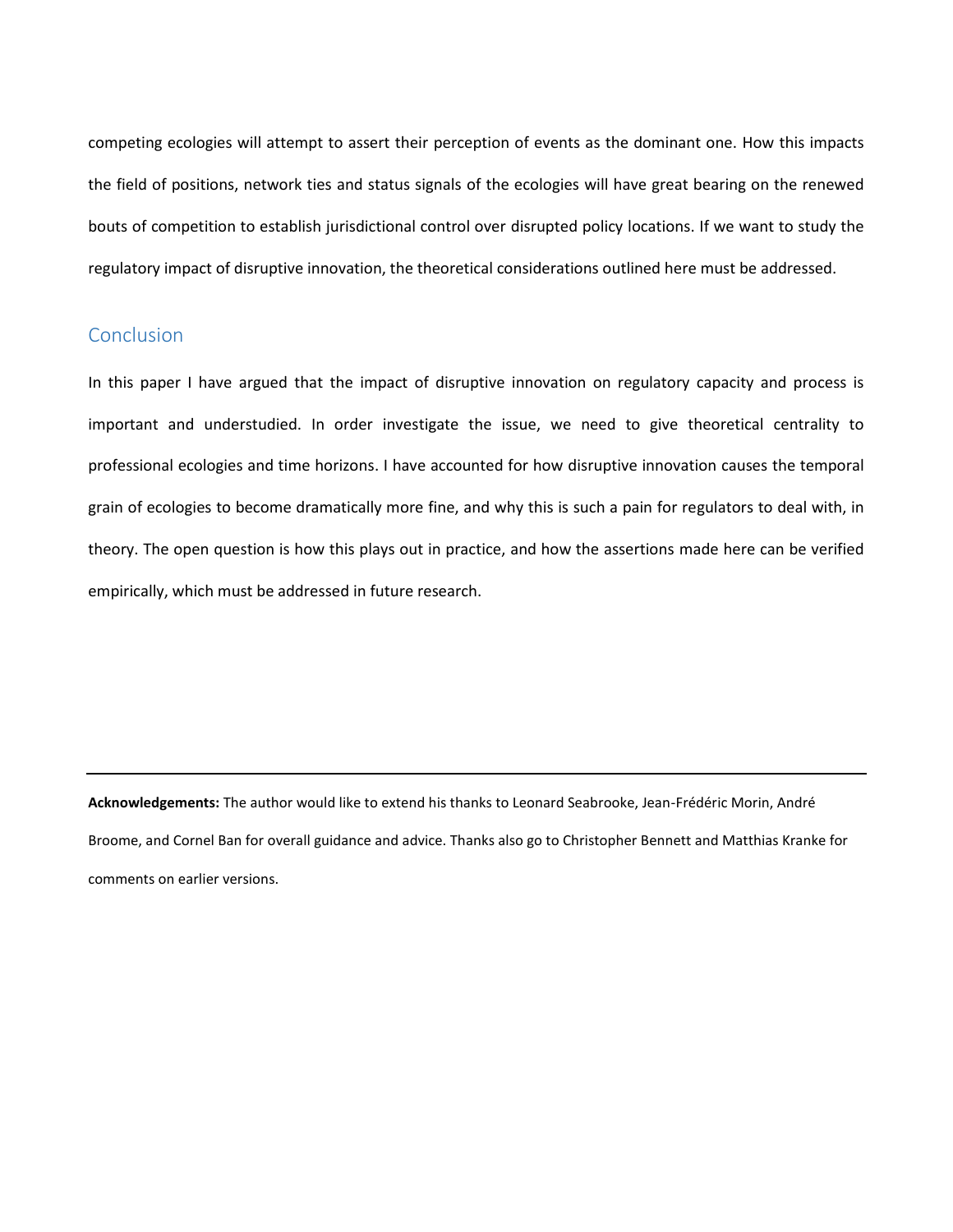competing ecologies will attempt to assert their perception of events as the dominant one. How this impacts the field of positions, network ties and status signals of the ecologies will have great bearing on the renewed bouts of competition to establish jurisdictional control over disrupted policy locations. If we want to study the regulatory impact of disruptive innovation, the theoretical considerations outlined here must be addressed.

## Conclusion

In this paper I have argued that the impact of disruptive innovation on regulatory capacity and process is important and understudied. In order investigate the issue, we need to give theoretical centrality to professional ecologies and time horizons. I have accounted for how disruptive innovation causes the temporal grain of ecologies to become dramatically more fine, and why this is such a pain for regulators to deal with, in theory. The open question is how this plays out in practice, and how the assertions made here can be verified empirically, which must be addressed in future research.

---

**Acknowledgements:** The author would like to extend his thanks to Leonard Seabrooke, Jean-Frédéric Morin, André Broome, and Cornel Ban for overall guidance and advice. Thanks also go to Christopher Bennett and Matthias Kranke for comments on earlier versions.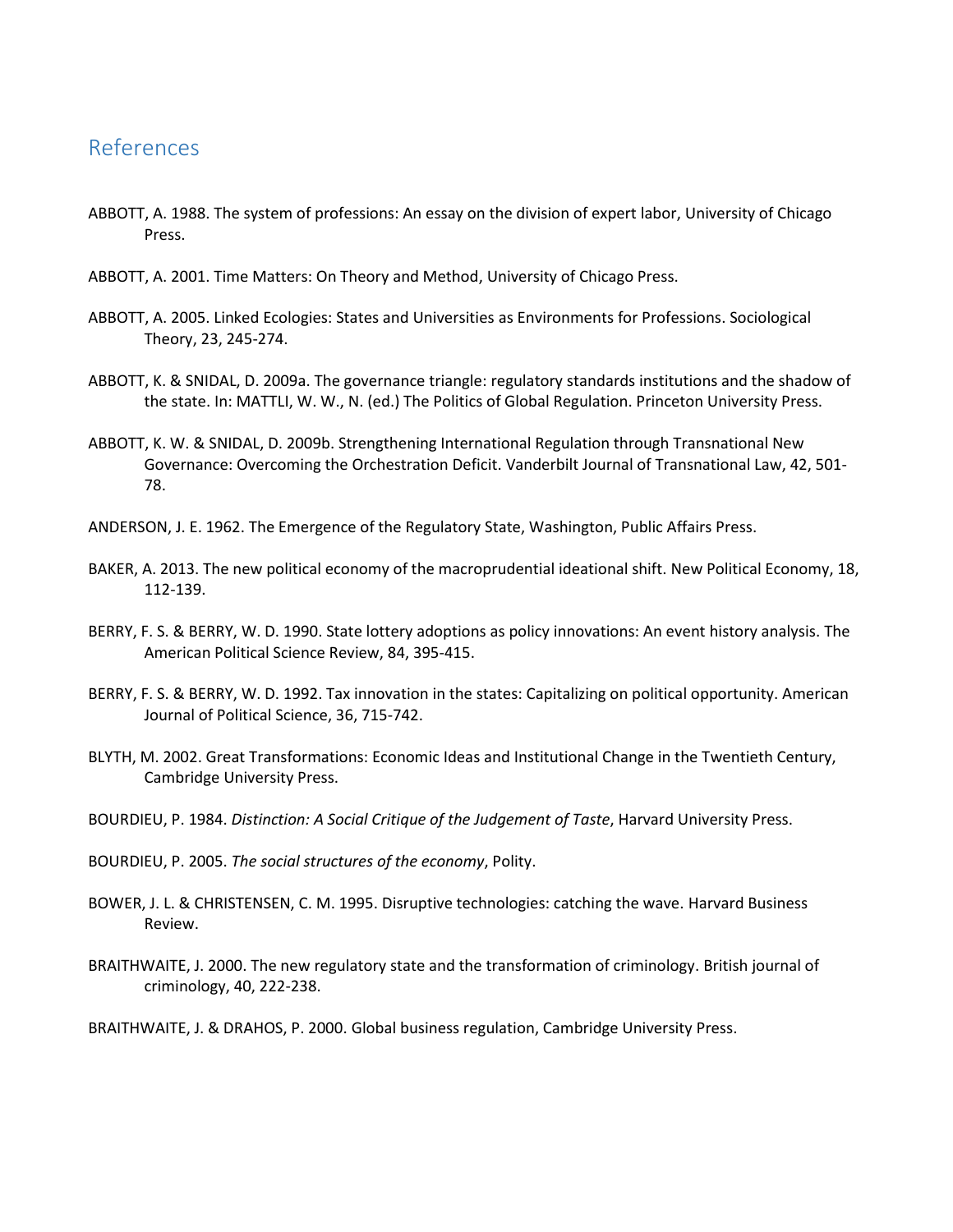## References

ABBOTT, A. 1988. The system of professions: An essay on the division of expert labor, University of Chicago Press.

ABBOTT, A. 2001. Time Matters: On Theory and Method, University of Chicago Press.

ABBOTT, A. 2005. Linked Ecologies: States and Universities as Environments for Professions. Sociological Theory, 23, 245-274.

ABBOTT, K. & SNIDAL, D. 2009a. The governance triangle: regulatory standards institutions and the shadow of the state. In: MATTLI, W. W., N. (ed.) The Politics of Global Regulation. Princeton University Press.

ABBOTT, K. W. & SNIDAL, D. 2009b. Strengthening International Regulation through Transnational New Governance: Overcoming the Orchestration Deficit. Vanderbilt Journal of Transnational Law, 42, 501-78.

ANDERSON, J. E. 1962. The Emergence of the Regulatory State, Washington, Public Affairs Press.

BAKER, A. 2013. The new political economy of the macroprudential ideational shift. New Political Economy, 18, 112-139.

BERRY, F. S. & BERRY, W. D. 1990. State lottery adoptions as policy innovations: An event history analysis. The American Political Science Review, 84, 395-415.

BERRY, F. S. & BERRY, W. D. 1992. Tax innovation in the states: Capitalizing on political opportunity. American Journal of Political Science, 36, 715-742.

BLYTH, M. 2002. Great Transformations: Economic Ideas and Institutional Change in the Twentieth Century, Cambridge University Press.

BOURDIEU, P. 1984. *Distinction: A Social Critique of the Judgement of Taste*, Harvard University Press.

BOURDIEU, P. 2005. *The social structures of the economy*, Polity.

BOWER, J. L. & CHRISTENSEN, C. M. 1995. Disruptive technologies: catching the wave. Harvard Business Review.

BRAITHWAITE, J. 2000. The new regulatory state and the transformation of criminology. British journal of criminology, 40, 222-238.

BRAITHWAITE, J. & DRAHOS, P. 2000. Global business regulation, Cambridge University Press.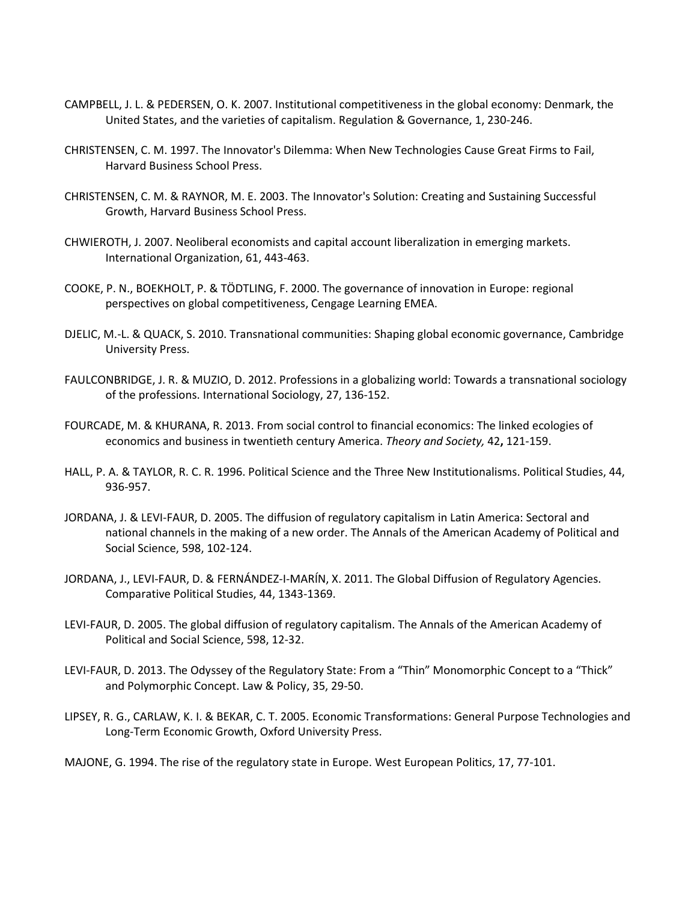CAMPBELL, J. L. & PEDERSEN, O. K. 2007. Institutional competitiveness in the global economy: Denmark, the United States, and the varieties of capitalism. Regulation & Governance, 1, 230-246.

CHRISTENSEN, C. M. 1997. The Innovator's Dilemma: When New Technologies Cause Great Firms to Fail, Harvard Business School Press.

CHRISTENSEN, C. M. & RAYNOR, M. E. 2003. The Innovator's Solution: Creating and Sustaining Successful Growth, Harvard Business School Press.

CHWIEROTH, J. 2007. Neoliberal economists and capital account liberalization in emerging markets. International Organization, 61, 443-463.

COOKE, P. N., BOEKHOLT, P. & TÖDTLING, F. 2000. The governance of innovation in Europe: regional perspectives on global competitiveness, Cengage Learning EMEA.

DJELIC, M.-L. & QUACK, S. 2010. Transnational communities: Shaping global economic governance, Cambridge University Press.

FAULCONBRIDGE, J. R. & MUZIO, D. 2012. Professions in a globalizing world: Towards a transnational sociology of the professions. International Sociology, 27, 136-152.

FOURCADE, M. & KHURANA, R. 2013. From social control to financial economics: The linked ecologies of economics and business in twentieth century America. *Theory and Society,* 42**,** 121-159.

HALL, P. A. & TAYLOR, R. C. R. 1996. Political Science and the Three New Institutionalisms. Political Studies, 44, 936-957.

JORDANA, J. & LEVI-FAUR, D. 2005. The diffusion of regulatory capitalism in Latin America: Sectoral and national channels in the making of a new order. The Annals of the American Academy of Political and Social Science, 598, 102-124.

JORDANA, J., LEVI-FAUR, D. & FERNÁNDEZ-I-MARÍN, X. 2011. The Global Diffusion of Regulatory Agencies. Comparative Political Studies, 44, 1343-1369.

LEVI-FAUR, D. 2005. The global diffusion of regulatory capitalism. The Annals of the American Academy of Political and Social Science, 598, 12-32.

LEVI-FAUR, D. 2013. The Odyssey of the Regulatory State: From a "Thin" Monomorphic Concept to a "Thick" and Polymorphic Concept. Law & Policy, 35, 29-50.

LIPSEY, R. G., CARLAW, K. I. & BEKAR, C. T. 2005. Economic Transformations: General Purpose Technologies and Long-Term Economic Growth, Oxford University Press.

MAJONE, G. 1994. The rise of the regulatory state in Europe. West European Politics, 17, 77-101.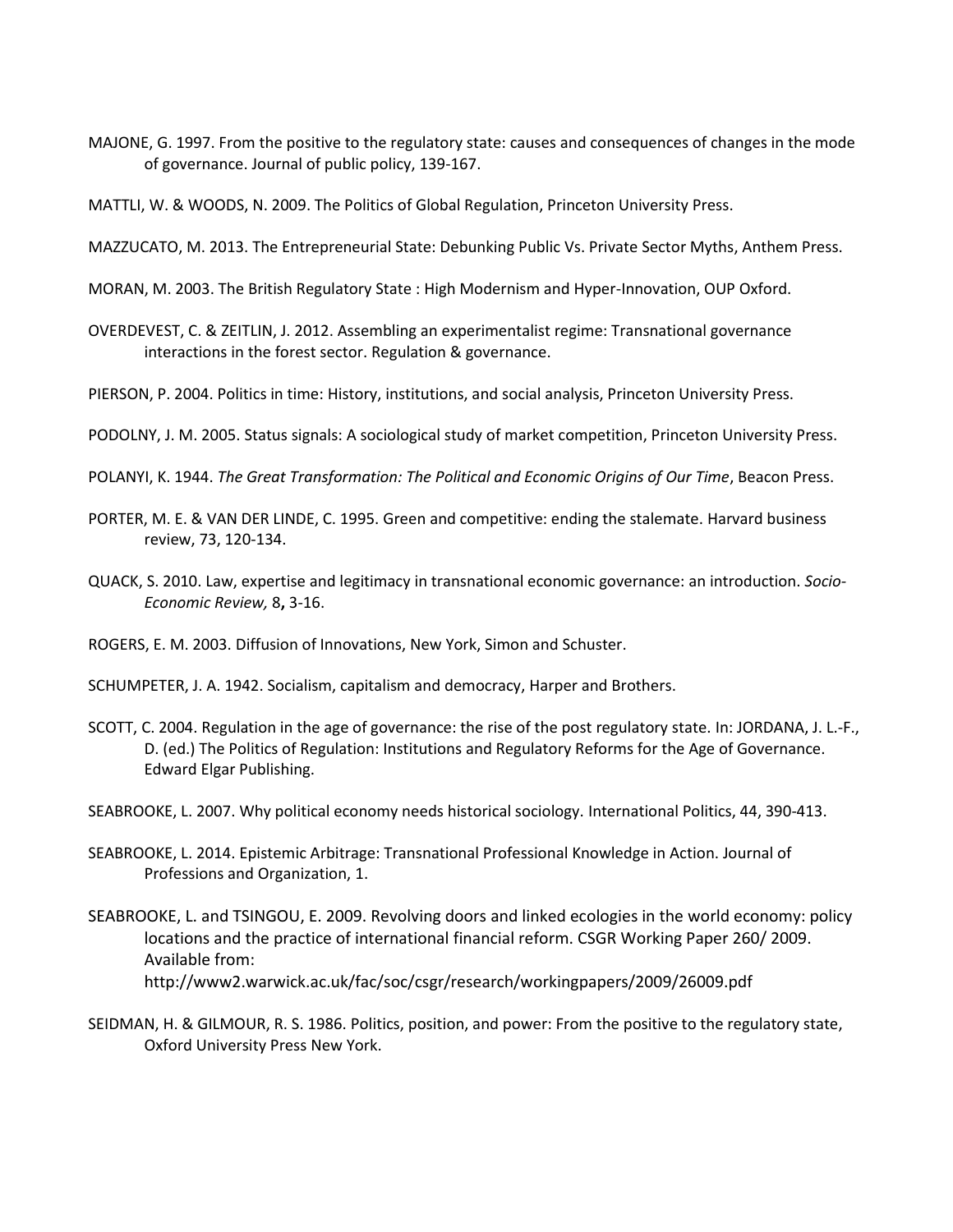MAJONE, G. 1997. From the positive to the regulatory state: causes and consequences of changes in the mode of governance. Journal of public policy, 139-167.

MATTLI, W. & WOODS, N. 2009. The Politics of Global Regulation, Princeton University Press.

MAZZUCATO, M. 2013. The Entrepreneurial State: Debunking Public Vs. Private Sector Myths, Anthem Press.

MORAN, M. 2003. The British Regulatory State : High Modernism and Hyper-Innovation, OUP Oxford.

OVERDEVEST, C. & ZEITLIN, J. 2012. Assembling an experimentalist regime: Transnational governance interactions in the forest sector. Regulation & governance.

PIERSON, P. 2004. Politics in time: History, institutions, and social analysis, Princeton University Press.

PODOLNY, J. M. 2005. Status signals: A sociological study of market competition, Princeton University Press.

POLANYI, K. 1944. *The Great Transformation: The Political and Economic Origins of Our Time*, Beacon Press.

PORTER, M. E. & VAN DER LINDE, C. 1995. Green and competitive: ending the stalemate. Harvard business review, 73, 120-134.

QUACK, S. 2010. Law, expertise and legitimacy in transnational economic governance: an introduction. *Socio-Economic Review,* 8**,** 3-16.

ROGERS, E. M. 2003. Diffusion of Innovations, New York, Simon and Schuster.

SCHUMPETER, J. A. 1942. Socialism, capitalism and democracy, Harper and Brothers.

SCOTT, C. 2004. Regulation in the age of governance: the rise of the post regulatory state. In: JORDANA, J. L.-F., D. (ed.) The Politics of Regulation: Institutions and Regulatory Reforms for the Age of Governance. Edward Elgar Publishing.

SEABROOKE, L. 2007. Why political economy needs historical sociology. International Politics, 44, 390-413.

SEABROOKE, L. 2014. Epistemic Arbitrage: Transnational Professional Knowledge in Action. Journal of Professions and Organization, 1.

SEABROOKE, L. and TSINGOU, E. 2009. Revolving doors and linked ecologies in the world economy: policy locations and the practice of international financial reform. CSGR Working Paper 260/ 2009. Available from: http://www2.warwick.ac.uk/fac/soc/csgr/research/workingpapers/2009/26009.pdf

SEIDMAN, H. & GILMOUR, R. S. 1986. Politics, position, and power: From the positive to the regulatory state, Oxford University Press New York.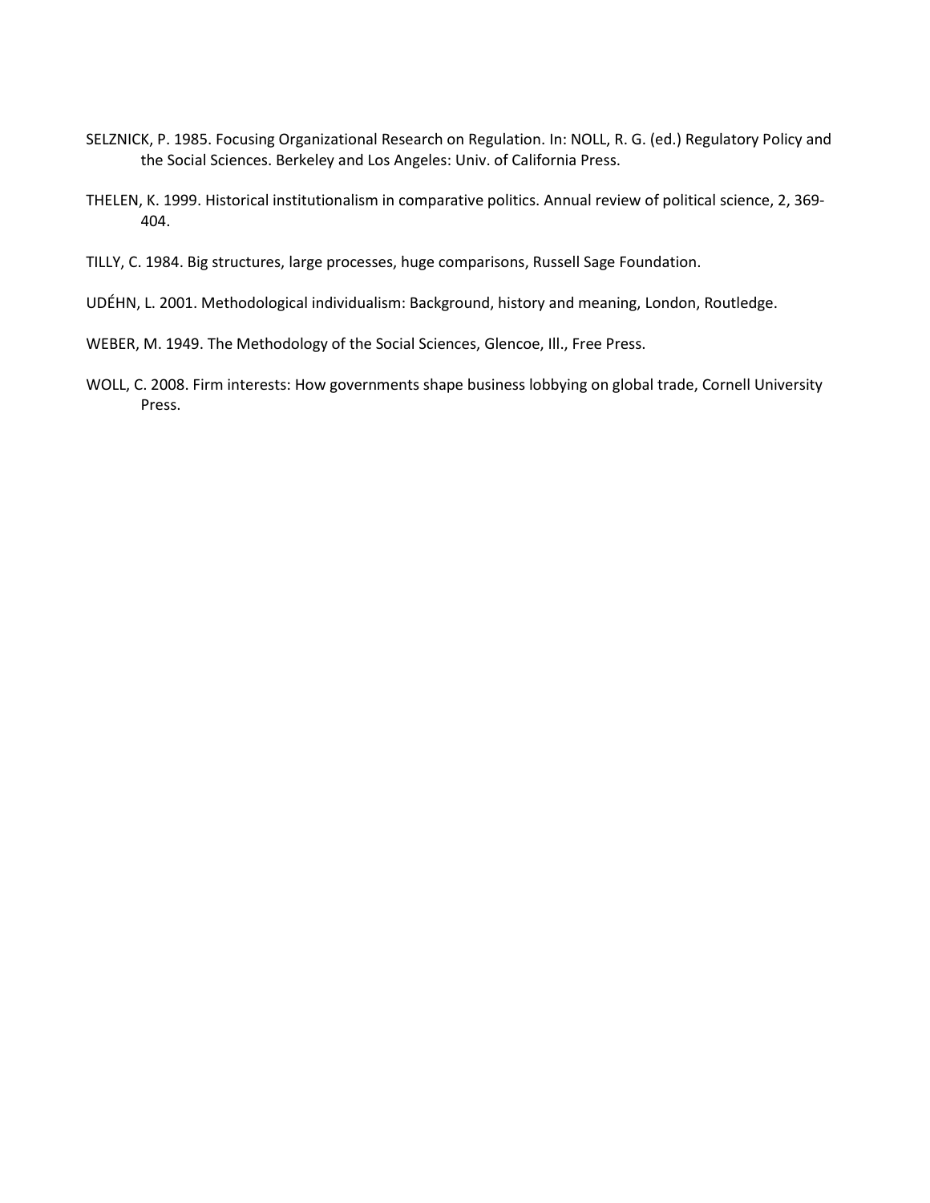SELZNICK, P. 1985. Focusing Organizational Research on Regulation. In: NOLL, R. G. (ed.) Regulatory Policy and the Social Sciences. Berkeley and Los Angeles: Univ. of California Press.

THELEN, K. 1999. Historical institutionalism in comparative politics. Annual review of political science, 2, 369-404.

TILLY, C. 1984. Big structures, large processes, huge comparisons, Russell Sage Foundation.

UDÉHN, L. 2001. Methodological individualism: Background, history and meaning, London, Routledge.

WEBER, M. 1949. The Methodology of the Social Sciences, Glencoe, Ill., Free Press.

WOLL, C. 2008. Firm interests: How governments shape business lobbying on global trade, Cornell University Press.